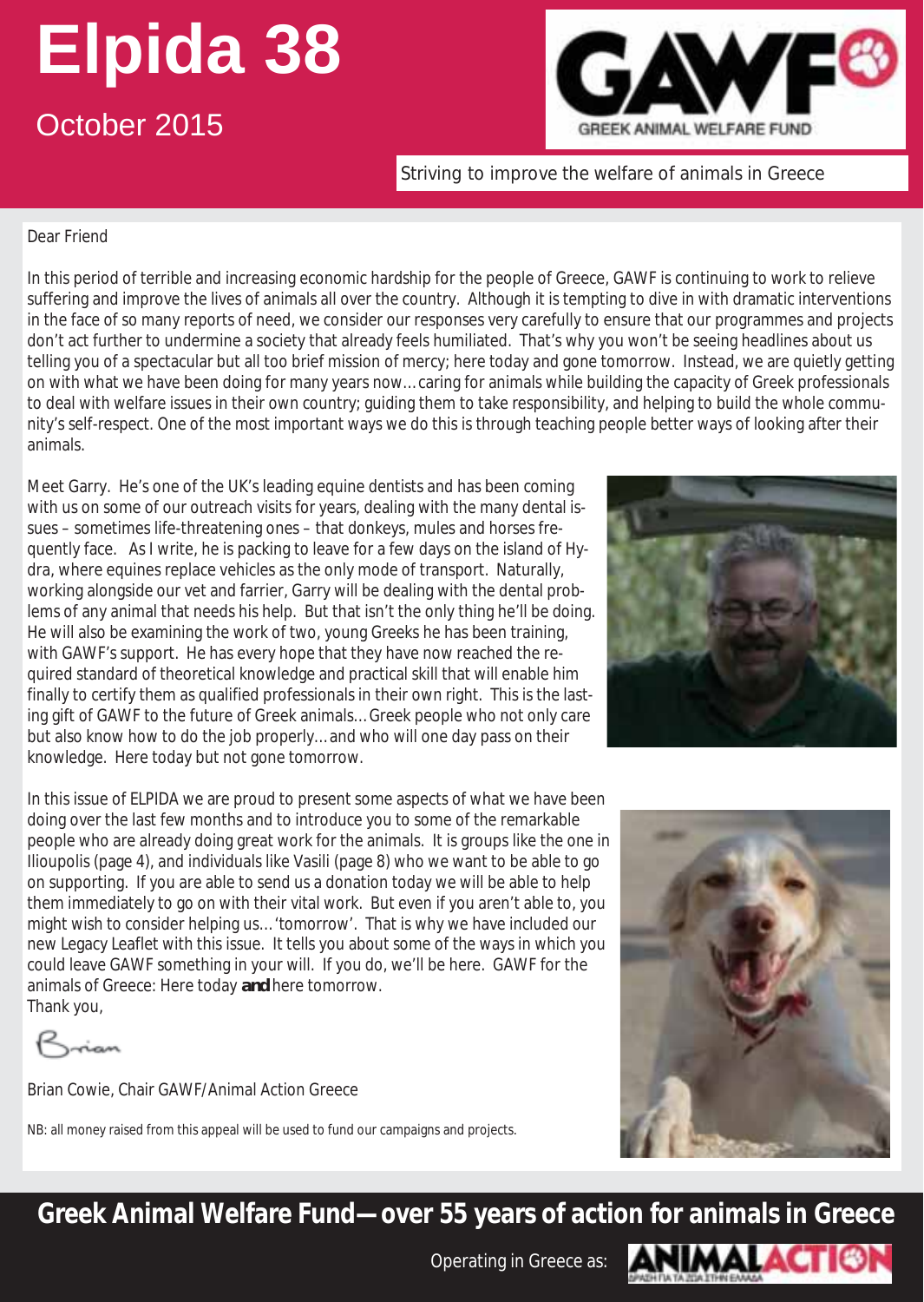# Elpida 38

October 2015

GREEK ANIMAL WELFARE FUND

Striving to improve the welfare of animals in Greece

Dear Friend

In this period of terrible and increasing economic hardship for the people of Greece, GAWF is continuing to work to relieve suffering and improve the lives of animals all over the country. Although it is tempting to dive in with dramatic interventions in the face of so many reports of need, we consider our responses very carefully to ensure that our programmes and projects don't act further to undermine a society that already feels humiliated. That's why you won't be seeing headlines about us telling you of a spectacular but all too brief mission of mercy; here today and gone tomorrow. Instead, we are quietly getting on with what we have been doing for many years now…caring for animals while building the capacity of Greek professionals to deal with welfare issues in their own country; guiding them to take responsibility, and helping to build the whole community's self-respect. One of the most important ways we do this is through teaching people better ways of looking after their animals.

Meet Garry. He's one of the UK's leading equine dentists and has been coming with us on some of our outreach visits for years, dealing with the many dental issues – sometimes life-threatening ones – that donkeys, mules and horses frequently face. As I write, he is packing to leave for a few days on the island of Hydra, where equines replace vehicles as the only mode of transport. Naturally, working alongside our vet and farrier, Garry will be dealing with the dental problems of any animal that needs his help. But that isn't the only thing he'll be doing. He will also be examining the work of two, young Greeks he has been training, with GAWF's support. He has every hope that they have now reached the required standard of theoretical knowledge and practical skill that will enable him finally to certify them as qualified professionals in their own right. This is the lasting gift of GAWF to the future of Greek animals…Greek people who not only care but also know how to do the job properly…and who will one day pass on their knowledge. Here today but not gone tomorrow.

In this issue of ELPIDA we are proud to present some aspects of what we have been doing over the last few months and to introduce you to some of the remarkable people who are already doing great work for the animals. It is groups like the one in Ilioupolis (page 4), and individuals like Vasili (page 8) who we want to be able to go on supporting. If you are able to send us a donation today we will be able to help them immediately to go on with their vital work. But even if you aren't able to, you might wish to consider helping us…'tomorrow'. That is why we have included our new Legacy Leaflet with this issue. It tells you about some of the ways in which you could leave GAWF something in your will. If you do, we'll be here. GAWF for the animals of Greece: Here today **and** here tomorrow.

Thank you,

Brian

Brian Cowie, Chair GAWF/Animal Action Greece

NB: all money raised from this appeal will be used to fund our campaigns and projects.

**Greek Animal Welfare Fund—over 55 years of action for animals in Greece**

Operating in Greece as: ANIMAL ACTION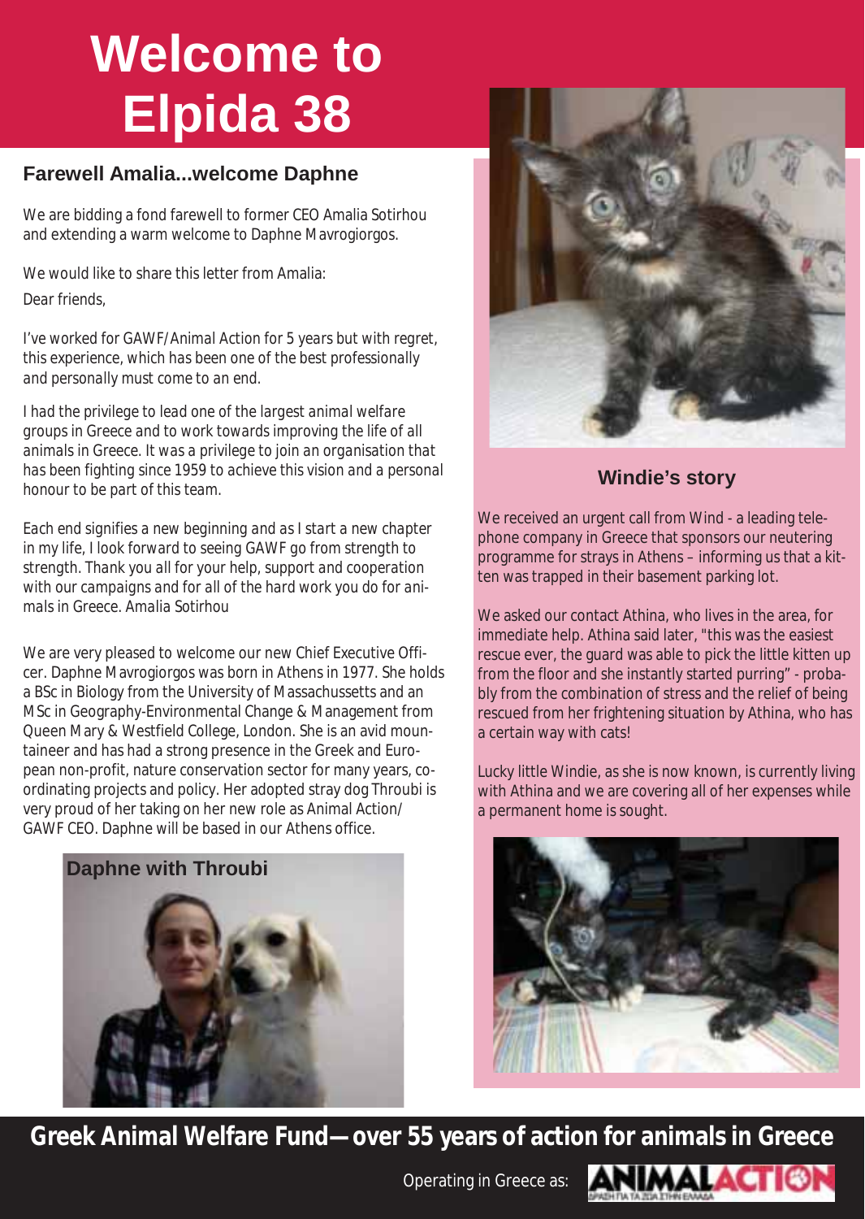# Welcome to Elpida 38

## Farewell Amalia...welcome Daphne

We are bidding a fond farewell to former CEO Amalia Sotirhou and extending a warm welcome to Daphne Mavrogiorgos.

We would like to share this letter from Amalia:

*Dear friends,*

*I've worked for GAWF/Animal Action for 5 years but with regret, this experience, which has been one of the best professionally and personally must come to an end.*

*I had the privilege to lead one of the largest animal welfare groups in Greece and to work towards improving the life of all animals in Greece. It was a privilege to join an organisation that has been fighting since 1959 to achieve this vision and a personal honour to be part of this team.*

*Each end signifies a new beginning and as I start a new chapter in my life, I look forward to seeing GAWF go from strength to strength. Thank you all for your help, support and cooperation with our campaigns and for all of the hard work you do for animals in Greece. Amalia Sotirhou*

We are very pleased to welcome our new Chief Executive Officer. Daphne Mavrogiorgos was born in Athens in 1977. She holds a BSc in Biology from the University of Massachussetts and an MSc in Geography-Environmental Change & Management from Queen Mary & Westfield College, London. She is an avid mountaineer and has had a strong presence in the Greek and European non-profit, nature conservation sector for many years, co-ordinating projects and policy. Her adopted stray dog Throubi is very proud of her taking on her new role as Animal Action/GAWF CEO. Daphne will be based in our Athens office.

**Daphne with Throubi**

## Windie's story

We received an urgent call from Wind - a leading telephone company in Greece that sponsors our neutering programme for strays in Athens – informing us that a kitten was trapped in their basement parking lot.

We asked our contact Athina, who lives in the area, for immediate help. Athina said later, "this was the easiest rescue ever, the guard was able to pick the little kitten up from the floor and she instantly started purring" - probably from the combination of stress and the relief of being rescued from her frightening situation by Athina, who has a certain way with cats!

Lucky little Windie, as she is now known, is currently living with Athina and we are covering all of her expenses while a permanent home is sought.

**Greek Animal Welfare Fund—over 55 years of action for animals in Greece**

Operating in Greece as: ANIMAL ACTION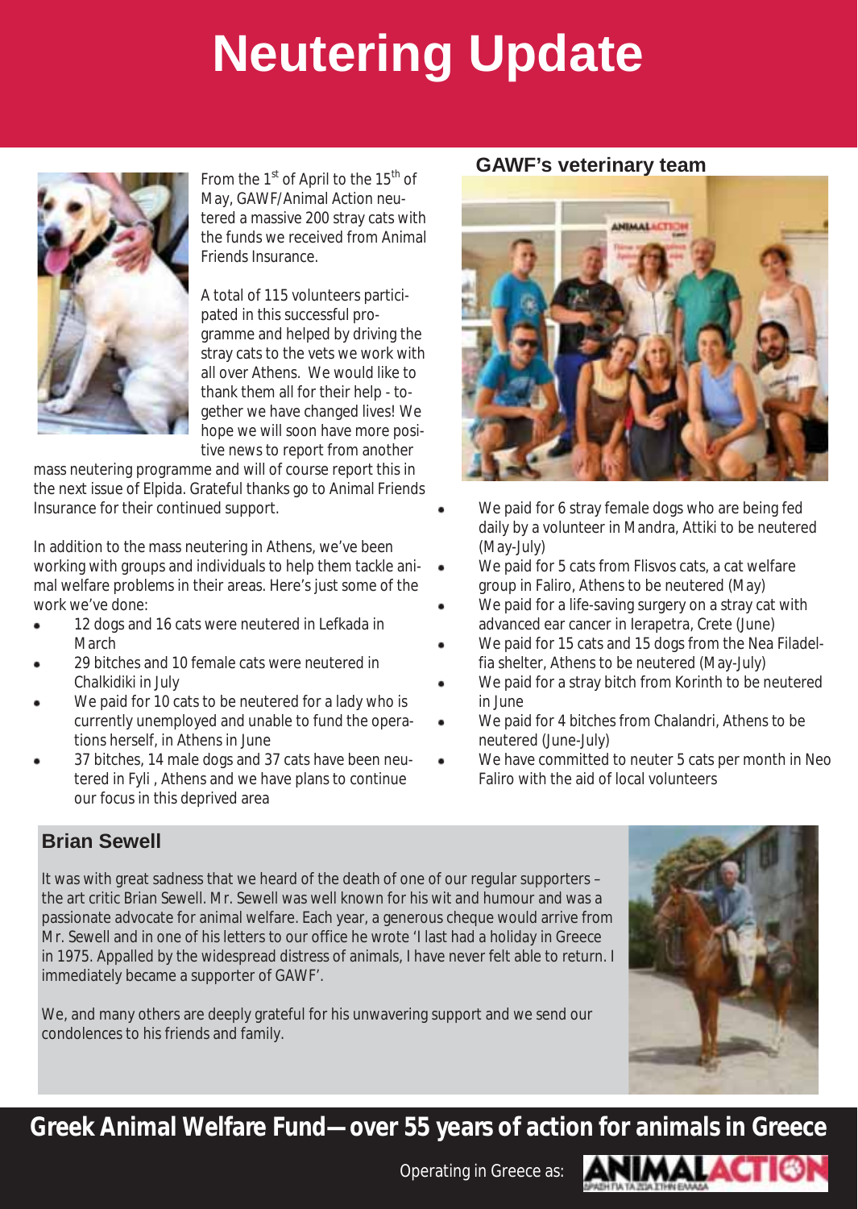# Neutering Update

From the 1st of April to the 15th of May, GAWF/Animal Action neutered a massive 200 stray cats with the funds we received from Animal Friends Insurance.

A total of 115 volunteers participated in this successful programme and helped by driving the stray cats to the vets we work with all over Athens. We would like to thank them all for their help - together we have changed lives! We hope we will soon have more positive news to report from another mass neutering programme and will of course report this in the next issue of Elpida. Grateful thanks go to Animal Friends Insurance for their continued support.

In addition to the mass neutering in Athens, we've been working with groups and individuals to help them tackle animal welfare problems in their areas. Here's just some of the work we've done:

- 12 dogs and 16 cats were neutered in Lefkada in March
- 29 bitches and 10 female cats were neutered in Chalkidiki in July
- We paid for 10 cats to be neutered for a lady who is currently unemployed and unable to fund the operations herself, in Athens in June
- 37 bitches, 14 male dogs and 37 cats have been neutered in Fyli , Athens and we have plans to continue our focus in this deprived area
- We paid for 6 stray female dogs who are being fed daily by a volunteer in Mandra, Attiki to be neutered (May-July)
- We paid for 5 cats from Flisvos cats, a cat welfare group in Faliro, Athens to be neutered (May)
- We paid for a life-saving surgery on a stray cat with advanced ear cancer in Ierapetra, Crete (June)
- We paid for 15 cats and 15 dogs from the Nea Filadelfia shelter, Athens to be neutered (May-July)
- We paid for a stray bitch from Korinth to be neutered in June
- We paid for 4 bitches from Chalandri, Athens to be neutered (June-July)
- We have committed to neuter 5 cats per month in Neo Faliro with the aid of local volunteers

**GAWF's veterinary team**

## Brian Sewell

It was with great sadness that we heard of the death of one of our regular supporters – the art critic Brian Sewell. Mr. Sewell was well known for his wit and humour and was a passionate advocate for animal welfare. Each year, a generous cheque would arrive from Mr. Sewell and in one of his letters to our office he wrote 'I last had a holiday in Greece in 1975. Appalled by the widespread distress of animals, I have never felt able to return. I immediately became a supporter of GAWF'.

We, and many others are deeply grateful for his unwavering support and we send our condolences to his friends and family.

**Greek Animal Welfare Fund—over 55 years of action for animals in Greece**

Operating in Greece as: ANIMAL ACTION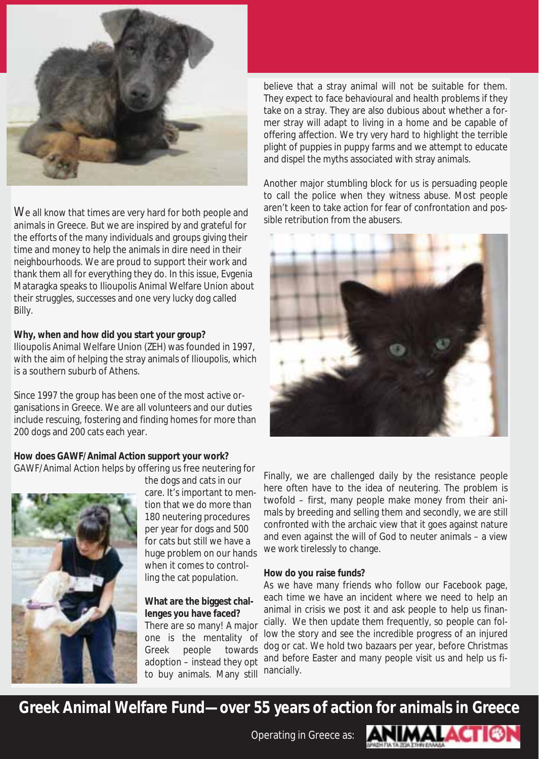We all know that times are very hard for both people and animals in Greece. But we are inspired by and grateful for the efforts of the many individuals and groups giving their time and money to help the animals in dire need in their neighbourhoods. We are proud to support their work and thank them all for everything they do. In this issue, Evgenia Mataragka speaks to Ilioupolis Animal Welfare Union about their struggles, successes and one very lucky dog called Billy.

**Why, when and how did you start your group?**
Ilioupolis Animal Welfare Union (ZEH) was founded in 1997, with the aim of helping the stray animals of Ilioupolis, which is a southern suburb of Athens.

Since 1997 the group has been one of the most active organisations in Greece. We are all volunteers and our duties include rescuing, fostering and finding homes for more than 200 dogs and 200 cats each year.

**How does GAWF/Animal Action support your work?**
GAWF/Animal Action helps by offering us free neutering for the dogs and cats in our care. It's important to mention that we do more than 180 neutering procedures per year for dogs and 500 for cats but still we have a huge problem on our hands when it comes to controlling the cat population.

**What are the biggest challenges you have faced?**
There are so many! A major one is the mentality of Greek people towards adoption – instead they opt to buy animals. Many still believe that a stray animal will not be suitable for them. They expect to face behavioural and health problems if they take on a stray. They are also dubious about whether a former stray will adapt to living in a home and be capable of offering affection. We try very hard to highlight the terrible plight of puppies in puppy farms and we attempt to educate and dispel the myths associated with stray animals.

Another major stumbling block for us is persuading people to call the police when they witness abuse. Most people aren't keen to take action for fear of confrontation and possible retribution from the abusers.

Finally, we are challenged daily by the resistance people here often have to the idea of neutering. The problem is twofold – first, many people make money from their animals by breeding and selling them and secondly, we are still confronted with the archaic view that it goes against nature and even against the will of God to neuter animals – a view we work tirelessly to change.

**How do you raise funds?**
As we have many friends who follow our Facebook page, each time we have an incident where we need to help an animal in crisis we post it and ask people to help us financially. We then update them frequently, so people can follow the story and see the incredible progress of an injured dog or cat. We hold two bazaars per year, before Christmas and before Easter and many people visit us and help us financially.

**Greek Animal Welfare Fund—over 55 years of action for animals in Greece**

Operating in Greece as: ANIMAL ACTION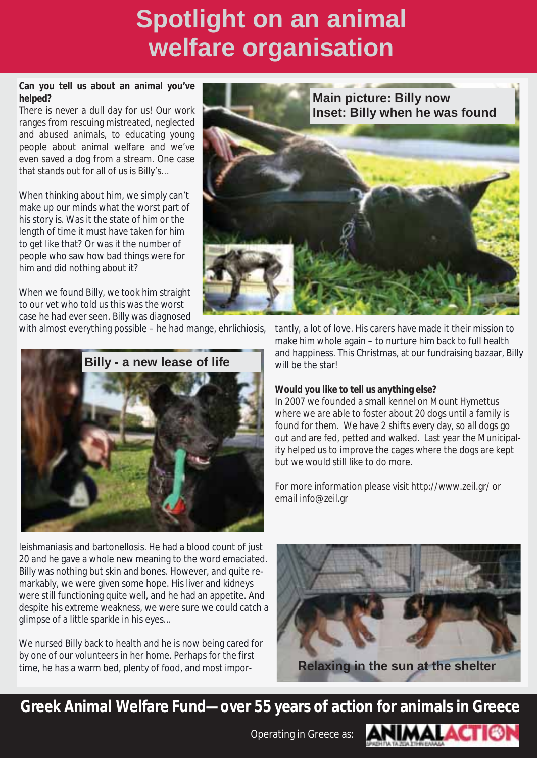# Spotlight on an animal welfare organisation

**Can you tell us about an animal you've helped?**

There is never a dull day for us! Our work ranges from rescuing mistreated, neglected and abused animals, to educating young people about animal welfare and we've even saved a dog from a stream. One case that stands out for all of us is Billy's...

When thinking about him, we simply can't make up our minds what the worst part of his story is. Was it the state of him or the length of time it must have taken for him to get like that? Or was it the number of people who saw how bad things were for him and did nothing about it?

When we found Billy, we took him straight to our vet who told us this was the worst case he had ever seen. Billy was diagnosed with almost everything possible – he had mange, ehrlichiosis, leishmaniasis and bartonellosis. He had a blood count of just 20 and he gave a whole new meaning to the word emaciated. Billy was nothing but skin and bones. However, and quite remarkably, we were given some hope. His liver and kidneys were still functioning quite well, and he had an appetite. And despite his extreme weakness, we were sure we could catch a glimpse of a little sparkle in his eyes...

We nursed Billy back to health and he is now being cared for by one of our volunteers in her home. Perhaps for the first time, he has a warm bed, plenty of food, and most importantly, a lot of love. His carers have made it their mission to make him whole again – to nurture him back to full health and happiness. This Christmas, at our fundraising bazaar, Billy will be the star!

Main picture: Billy now
Inset: Billy when he was found

Billy - a new lease of life

**Would you like to tell us anything else?**

In 2007 we founded a small kennel on Mount Hymettus where we are able to foster about 20 dogs until a family is found for them. We have 2 shifts every day, so all dogs go out and are fed, petted and walked. Last year the Municipality helped us to improve the cages where the dogs are kept but we would still like to do more.

For more information please visit http://www.zeil.gr/ or email info@zeil.gr

Relaxing in the sun at the shelter

**Greek Animal Welfare Fund—over 55 years of action for animals in Greece**

Operating in Greece as: ANIMAL ACTION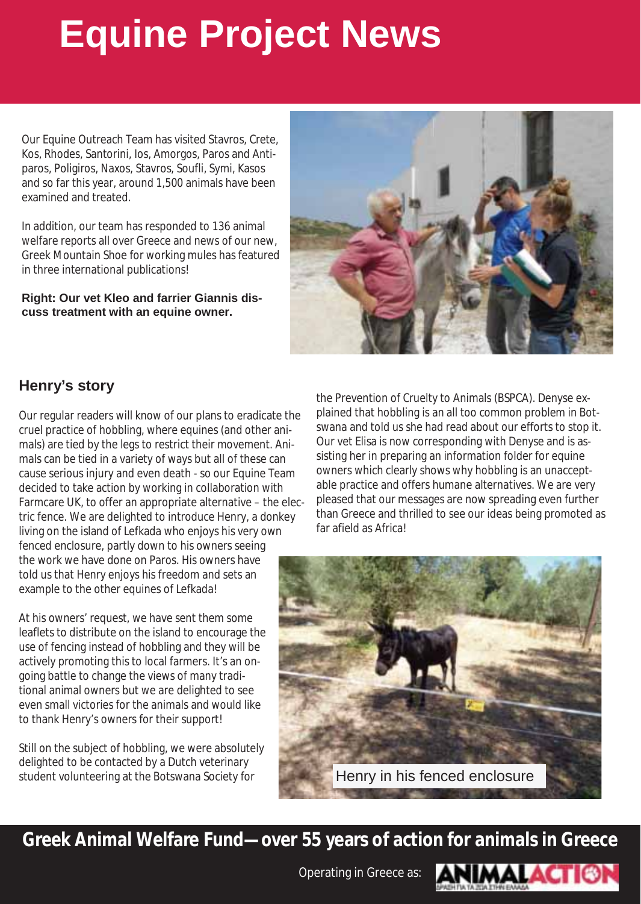# Equine Project News

Our Equine Outreach Team has visited Stavros, Crete, Kos, Rhodes, Santorini, Ios, Amorgos, Paros and Antiparos, Poligiros, Naxos, Stavros, Soufli, Symi, Kasos and so far this year, around 1,500 animals have been examined and treated.

In addition, our team has responded to 136 animal welfare reports all over Greece and news of our new, Greek Mountain Shoe for working mules has featured in three international publications!

**Right: Our vet Kleo and farrier Giannis discuss treatment with an equine owner.**

## Henry's story

Our regular readers will know of our plans to eradicate the cruel practice of hobbling, where equines (and other animals) are tied by the legs to restrict their movement. Animals can be tied in a variety of ways but all of these can cause serious injury and even death - so our Equine Team decided to take action by working in collaboration with Farmcare UK, to offer an appropriate alternative – the electric fence. We are delighted to introduce Henry, a donkey living on the island of Lefkada who enjoys his very own fenced enclosure, partly down to his owners seeing the work we have done on Paros. His owners have told us that Henry enjoys his freedom and sets an example to the other equines of Lefkada!

At his owners' request, we have sent them some leaflets to distribute on the island to encourage the use of fencing instead of hobbling and they will be actively promoting this to local farmers. It's an ongoing battle to change the views of many traditional animal owners but we are delighted to see even small victories for the animals and would like to thank Henry's owners for their support!

Still on the subject of hobbling, we were absolutely delighted to be contacted by a Dutch veterinary student volunteering at the Botswana Society for the Prevention of Cruelty to Animals (BSPCA). Denyse explained that hobbling is an all too common problem in Botswana and told us she had read about our efforts to stop it. Our vet Elisa is now corresponding with Denyse and is assisting her in preparing an information folder for equine owners which clearly shows why hobbling is an unacceptable practice and offers humane alternatives. We are very pleased that our messages are now spreading even further than Greece and thrilled to see our ideas being promoted as far afield as Africa!

Henry in his fenced enclosure

**Greek Animal Welfare Fund—over 55 years of action for animals in Greece**

Operating in Greece as: ANIMAL ACTION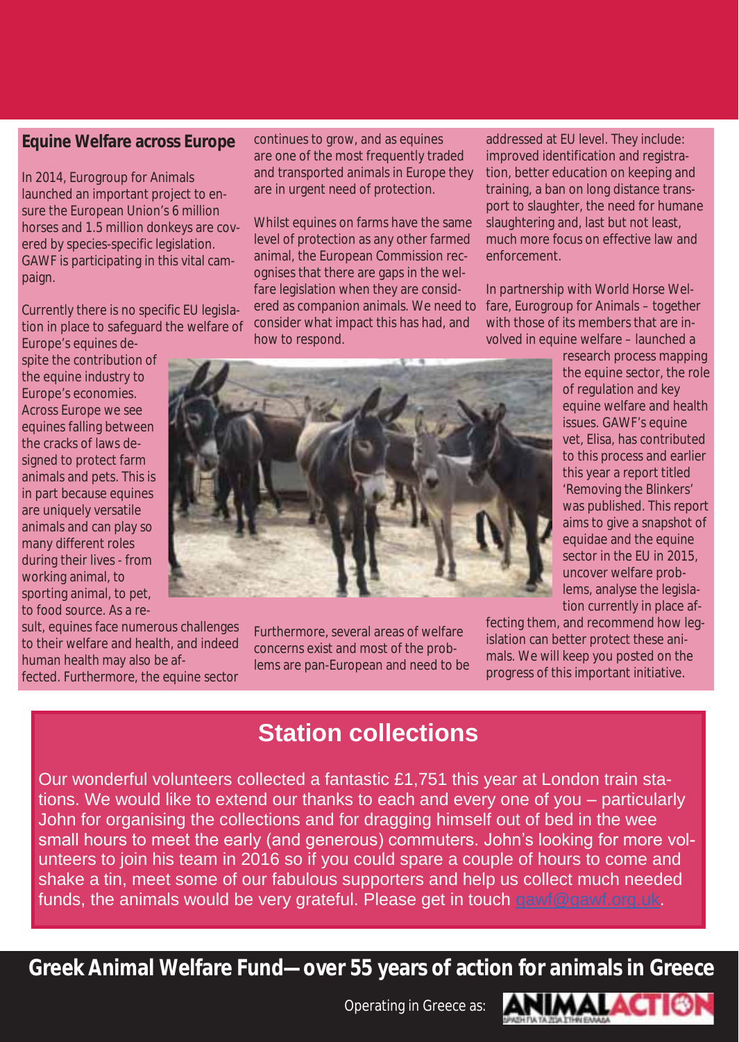## Equine Welfare across Europe

In 2014, Eurogroup for Animals launched an important project to ensure the European Union's 6 million horses and 1.5 million donkeys are covered by species-specific legislation. GAWF is participating in this vital campaign.

Currently there is no specific EU legislation in place to safeguard the welfare of Europe's equines despite the contribution of the equine industry to Europe's economies. Across Europe we see equines falling between the cracks of laws designed to protect farm animals and pets. This is in part because equines are uniquely versatile animals and can play so many different roles during their lives - from working animal, to sporting animal, to pet, to food source. As a result, equines face numerous challenges to their welfare and health, and indeed human health may also be affected. Furthermore, the equine sector continues to grow, and as equines are one of the most frequently traded and transported animals in Europe they are in urgent need of protection.

Whilst equines on farms have the same level of protection as any other farmed animal, the European Commission recognises that there are gaps in the welfare legislation when they are considered as companion animals. We need to consider what impact this has had, and how to respond.

Furthermore, several areas of welfare concerns exist and most of the problems are pan-European and need to be addressed at EU level. They include: improved identification and registration, better education on keeping and training, a ban on long distance transport to slaughter, the need for humane slaughtering and, last but not least, much more focus on effective law and enforcement.

In partnership with World Horse Welfare, Eurogroup for Animals – together with those of its members that are involved in equine welfare – launched a research process mapping the equine sector, the role of regulation and key equine welfare and health issues. GAWF's equine vet, Elisa, has contributed to this process and earlier this year a report titled 'Removing the Blinkers' was published. This report aims to give a snapshot of equidae and the equine sector in the EU in 2015, uncover welfare problems, analyse the legislation currently in place affecting them, and recommend how legislation can better protect these animals. We will keep you posted on the progress of this important initiative.

## Station collections

Our wonderful volunteers collected a fantastic £1,751 this year at London train stations. We would like to extend our thanks to each and every one of you – particularly John for organising the collections and for dragging himself out of bed in the wee small hours to meet the early (and generous) commuters. John's looking for more volunteers to join his team in 2016 so if you could spare a couple of hours to come and shake a tin, meet some of our fabulous supporters and help us collect much needed funds, the animals would be very grateful. Please get in touch gawf@gawf.org.uk.

**Greek Animal Welfare Fund—over 55 years of action for animals in Greece**

Operating in Greece as: ANIMAL ACTION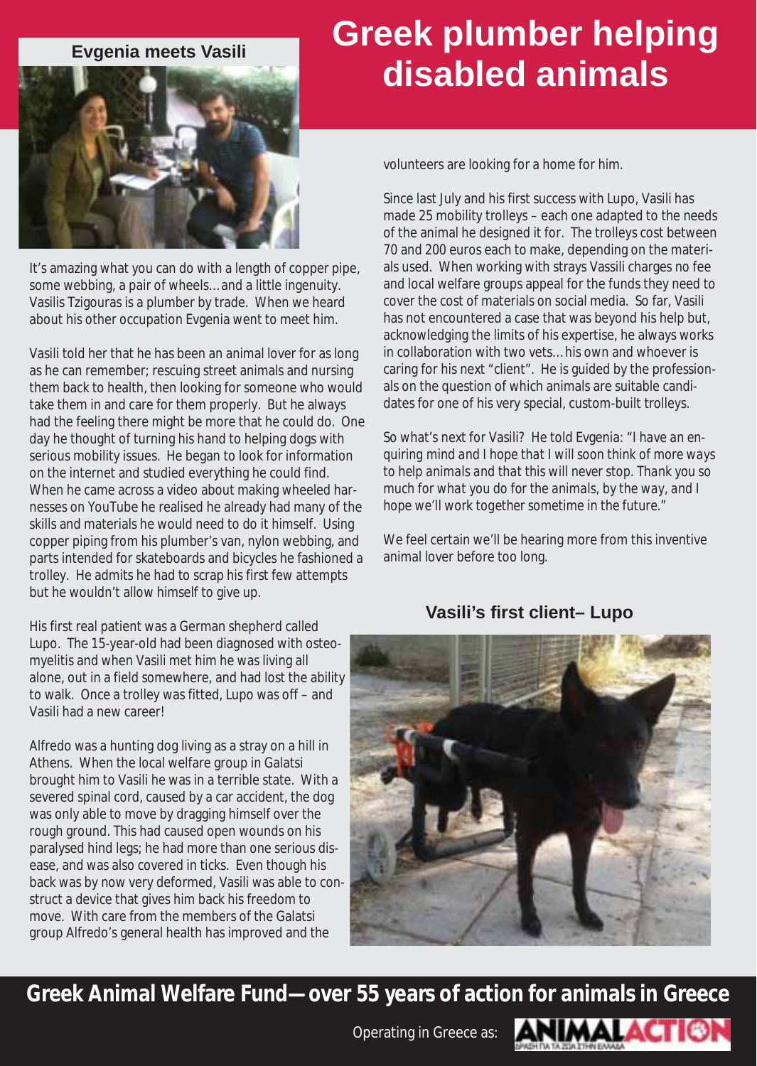# Greek plumber helping disabled animals

**Evgenia meets Vasili**

It's amazing what you can do with a length of copper pipe, some webbing, a pair of wheels…and a little ingenuity. Vasilis Tzigouras is a plumber by trade. When we heard about his other occupation Evgenia went to meet him.

Vasili told her that he has been an animal lover for as long as he can remember; rescuing street animals and nursing them back to health, then looking for someone who would take them in and care for them properly. But he always had the feeling there might be more that he could do. One day he thought of turning his hand to helping dogs with serious mobility issues. He began to look for information on the internet and studied everything he could find. When he came across a video about making wheeled harnesses on YouTube he realised he already had many of the skills and materials he would need to do it himself. Using copper piping from his plumber's van, nylon webbing, and parts intended for skateboards and bicycles he fashioned a trolley. He admits he had to scrap his first few attempts but he wouldn't allow himself to give up.

His first real patient was a German shepherd called Lupo. The 15-year-old had been diagnosed with osteomyelitis and when Vasili met him he was living all alone, out in a field somewhere, and had lost the ability to walk. Once a trolley was fitted, Lupo was off – and Vasili had a new career!

Alfredo was a hunting dog living as a stray on a hill in Athens. When the local welfare group in Galatsi brought him to Vasili he was in a terrible state. With a severed spinal cord, caused by a car accident, the dog was only able to move by dragging himself over the rough ground. This had caused open wounds on his paralysed hind legs; he had more than one serious disease, and was also covered in ticks. Even though his back was by now very deformed, Vasili was able to construct a device that gives him back his freedom to move. With care from the members of the Galatsi group Alfredo's general health has improved and the volunteers are looking for a home for him.

Since last July and his first success with Lupo, Vasili has made 25 mobility trolleys – each one adapted to the needs of the animal he designed it for. The trolleys cost between 70 and 200 euros each to make, depending on the materials used. When working with strays Vassili charges no fee and local welfare groups appeal for the funds they need to cover the cost of materials on social media. So far, Vasili has not encountered a case that was beyond his help but, acknowledging the limits of his expertise, he always works in collaboration with two vets…his own and whoever is caring for his next "client". He is guided by the professionals on the question of which animals are suitable candidates for one of his very special, custom-built trolleys.

So what's next for Vasili? He told Evgenia: *"I have an enquiring mind and I hope that I will soon think of more ways to help animals and that this will never stop. Thank you so much for what you do for the animals, by the way, and I hope we'll work together sometime in the future."*

We feel certain we'll be hearing more from this inventive animal lover before too long.

**Vasili's first client– Lupo**

**Greek Animal Welfare Fund—over 55 years of action for animals in Greece**

Operating in Greece as: ANIMAL ACTION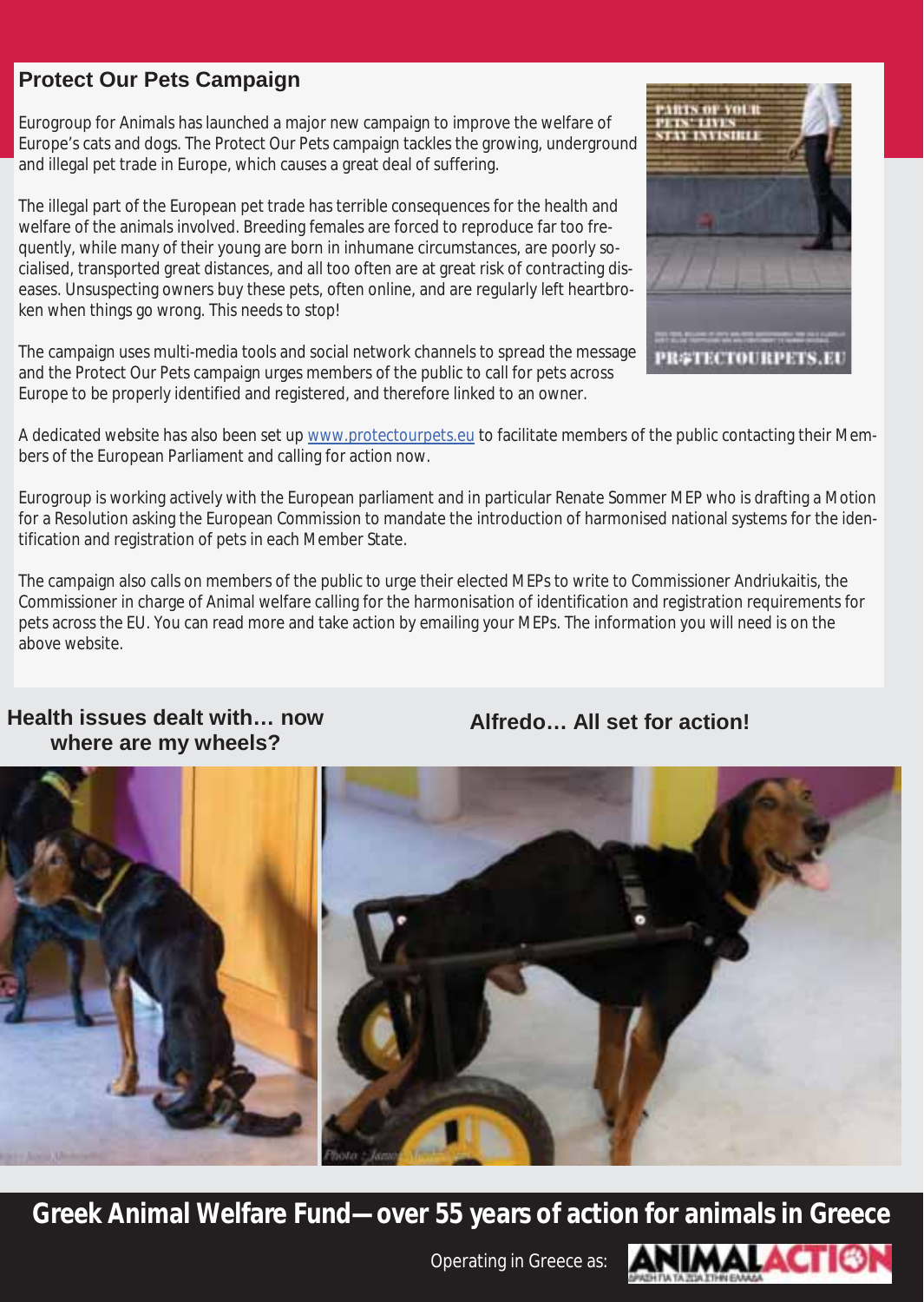## Protect Our Pets Campaign

Eurogroup for Animals has launched a major new campaign to improve the welfare of Europe's cats and dogs. The Protect Our Pets campaign tackles the growing, underground and illegal pet trade in Europe, which causes a great deal of suffering.

The illegal part of the European pet trade has terrible consequences for the health and welfare of the animals involved. Breeding females are forced to reproduce far too frequently, while many of their young are born in inhumane circumstances, are poorly socialised, transported great distances, and all too often are at great risk of contracting diseases. Unsuspecting owners buy these pets, often online, and are regularly left heartbroken when things go wrong. This needs to stop!

The campaign uses multi-media tools and social network channels to spread the message and the Protect Our Pets campaign urges members of the public to call for pets across Europe to be properly identified and registered, and therefore linked to an owner.

A dedicated website has also been set up www.protectourpets.eu to facilitate members of the public contacting their Members of the European Parliament and calling for action now.

Eurogroup is working actively with the European parliament and in particular Renate Sommer MEP who is drafting a Motion for a Resolution asking the European Commission to mandate the introduction of harmonised national systems for the identification and registration of pets in each Member State.

The campaign also calls on members of the public to urge their elected MEPs to write to Commissioner Andriukaitis, the Commissioner in charge of Animal welfare calling for the harmonisation of identification and registration requirements for pets across the EU. You can read more and take action by emailing your MEPs. The information you will need is on the above website.

**Health issues dealt with… now where are my wheels?**

**Alfredo… All set for action!**

**Greek Animal Welfare Fund—over 55 years of action for animals in Greece**

Operating in Greece as: ANIMAL ACTION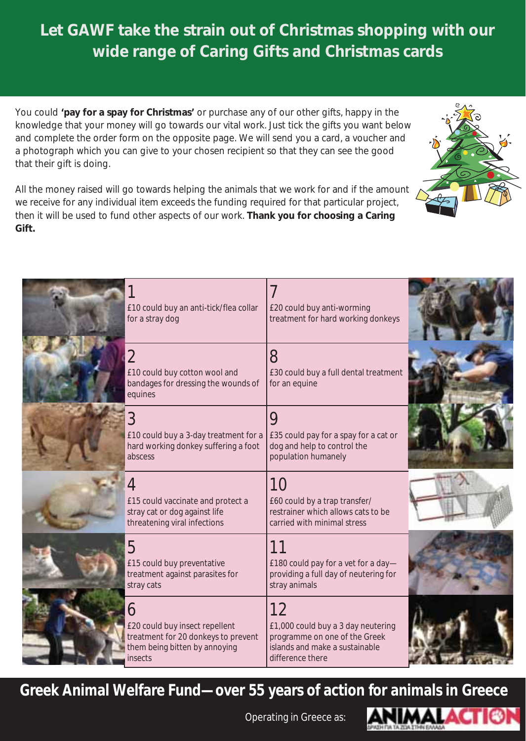# Let GAWF take the strain out of Christmas shopping with our wide range of Caring Gifts and Christmas cards

You could **'pay for a spay for Christmas'** or purchase any of our other gifts, happy in the knowledge that your money will go towards our vital work. Just tick the gifts you want below and complete the order form on the opposite page. We will send you a card, a voucher and a photograph which you can give to your chosen recipient so that they can see the good that their gift is doing.

All the money raised will go towards helping the animals that we work for and if the amount we receive for any individual item exceeds the funding required for that particular project, then it will be used to fund other aspects of our work. **Thank you for choosing a Caring Gift.**

| | |
|---|---|
| **1** £10 could buy an anti-tick/flea collar for a stray dog | **7** £20 could buy anti-worming treatment for hard working donkeys |
| **2** £10 could buy cotton wool and bandages for dressing the wounds of equines | **8** £30 could buy a full dental treatment for an equine |
| **3** £10 could buy a 3-day treatment for a hard working donkey suffering a foot abscess | **9** £35 could pay for a spay for a cat or dog and help to control the population humanely |
| **4** £15 could vaccinate and protect a stray cat or dog against life threatening viral infections | **10** £60 could by a trap transfer/ restrainer which allows cats to be carried with minimal stress |
| **5** £15 could buy preventative treatment against parasites for stray cats | **11** £180 could pay for a vet for a day—providing a full day of neutering for stray animals |
| **6** £20 could buy insect repellent treatment for 20 donkeys to prevent them being bitten by annoying insects | **12** £1,000 could buy a 3 day neutering programme on one of the Greek islands and make a sustainable difference there |

**Greek Animal Welfare Fund—over 55 years of action for animals in Greece**

Operating in Greece as: ANIMAL ACTION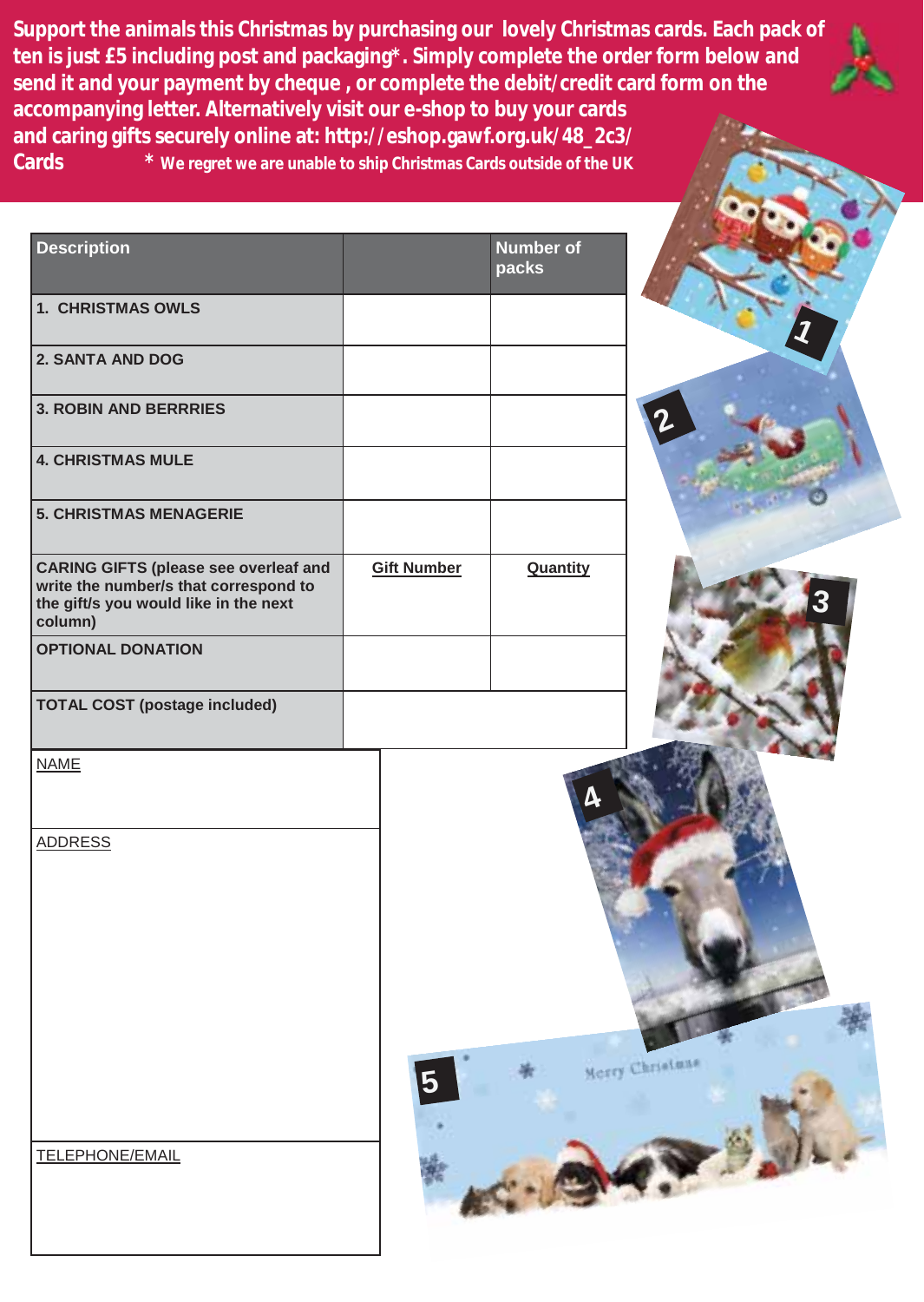**Support the animals this Christmas by purchasing our lovely Christmas cards. Each pack of ten is just £5 including post and packaging*. Simply complete the order form below and send it and your payment by cheque , or complete the debit/credit card form on the accompanying letter. Alternatively visit our e-shop to buy your cards and caring gifts securely online at: http://eshop.gawf.org.uk/48_2c3/Cards**

**\* We regret we are unable to ship Christmas Cards outside of the UK**

| Description | | Number of packs |
|---|---|---|
| 1. CHRISTMAS OWLS | | |
| 2. SANTA AND DOG | | |
| 3. ROBIN AND BERRRIES | | |
| 4. CHRISTMAS MULE | | |
| 5. CHRISTMAS MENAGERIE | | |
| CARING GIFTS (please see overleaf and write the number/s that correspond to the gift/s you would like in the next column) | Gift Number | Quantity |
| OPTIONAL DONATION | | |
| TOTAL COST (postage included) | | |

| NAME |
|---|
| ADDRESS |
| TELEPHONE/EMAIL |

1

2

3

4

5 Merry Christmas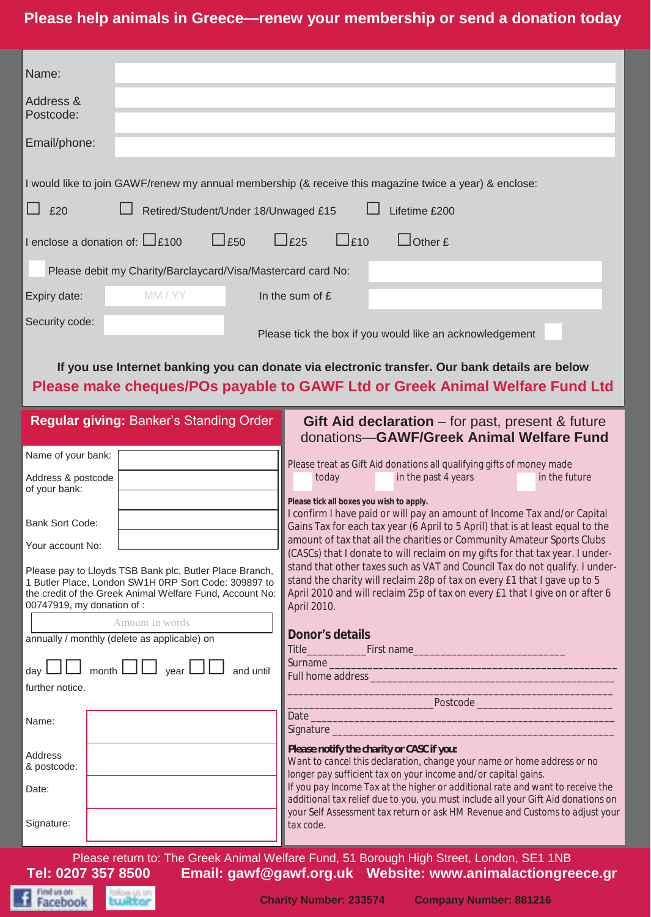# Please help animals in Greece—renew your membership or send a donation today

Name:

Address & Postcode:

Email/phone:

I would like to join GAWF/renew my annual membership (& receive this magazine twice a year) & enclose:

☐ £20 ☐ Retired/Student/Under 18/Unwaged £15 ☐ Lifetime £200

I enclose a donation of: ☐ £100 ☐ £50 ☐ £25 ☐ £10 ☐ Other £

☐ Please debit my Charity/Barclaycard/Visa/Mastercard card No:

Expiry date: MM / YY In the sum of £

Security code: Please tick the box if you would like an acknowledgement ☐

**If you use Internet banking you can donate via electronic transfer. Our bank details are below**

**Please make cheques/POs payable to GAWF Ltd or Greek Animal Welfare Fund Ltd**

## Regular giving: Banker's Standing Order

Name of your bank:

Address & postcode of your bank:

Bank Sort Code:

Your account No:

Please pay to Lloyds TSB Bank plc, Butler Place Branch, 1 Butler Place, London SW1H 0RP Sort Code: 309897 to the credit of the Greek Animal Welfare Fund, Account No: 00747919, my donation of :

Amount in words

annually / monthly (delete as applicable) on

day ☐☐ month ☐☐ year ☐☐ and until further notice.

Name:

Address & postcode:

Date:

Signature:

## Gift Aid declaration – for past, present & future donations—GAWF/Greek Animal Welfare Fund

Please treat as Gift Aid donations all qualifying gifts of money made

☐ today ☐ in the past 4 years ☐ in the future

**Please tick all boxes you wish to apply.**

I confirm I have paid or will pay an amount of Income Tax and/or Capital Gains Tax for each tax year (6 April to 5 April) that is at least equal to the amount of tax that all the charities or Community Amateur Sports Clubs (CASCs) that I donate to will reclaim on my gifts for that tax year. I understand that other taxes such as VAT and Council Tax do not qualify. I understand the charity will reclaim 28p of tax on every £1 that I gave up to 5 April 2010 and will reclaim 25p of tax on every £1 that I give on or after 6 April 2010.

### Donor's details

Title__________ First name___________________________

Surname ___________________________________________________

Full home address ___________________________________________

___________________________________________________________

________________________ Postcode ______________________

Date _______________________________________________________

Signature ___________________________________________________

**Please notify the charity or CASC if you:**

Want to cancel this declaration, change your name or home address or no longer pay sufficient tax on your income and/or capital gains.

If you pay Income Tax at the higher or additional rate and want to receive the additional tax relief due to you, you must include all your Gift Aid donations on your Self Assessment tax return or ask HM Revenue and Customs to adjust your tax code.

Please return to: The Greek Animal Welfare Fund, 51 Borough High Street, London, SE1 1NB

**Tel: 0207 357 8500 Email: gawf@gawf.org.uk Website: www.animalactiongreece.gr**

Find us on Facebook | Follow us on twitter

**Charity Number: 233574 Company Number: 881216**